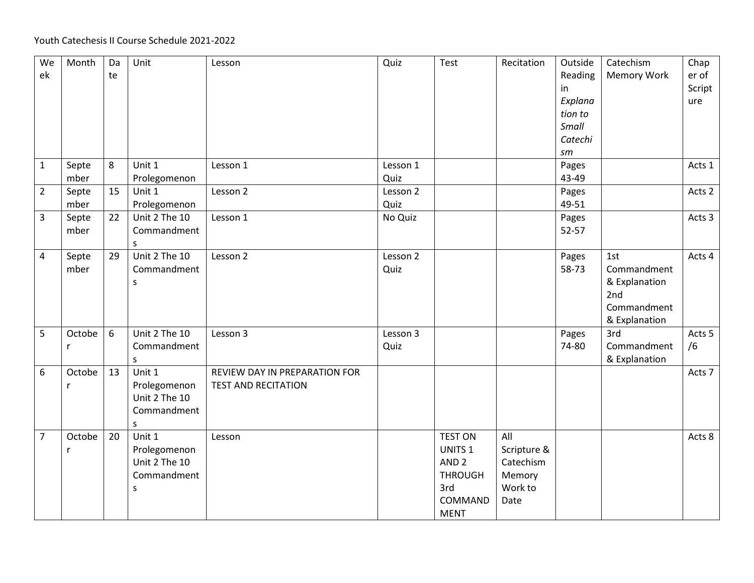Youth Catechesis II Course Schedule 2021-2022

| Week | Month | Date | Unit | Lesson | Quiz | Test | Recitation | Outside Reading in *Explanation to Small Catechism* | Catechism Memory Work | Chapter of Scripture |
|---|---|---|---|---|---|---|---|---|---|---|
| 1 | September | 8 | Unit 1 Prolegomenon | Lesson 1 | Lesson 1 Quiz | | | Pages 43-49 | | Acts 1 |
| 2 | September | 15 | Unit 1 Prolegomenon | Lesson 2 | Lesson 2 Quiz | | | Pages 49-51 | | Acts 2 |
| 3 | September | 22 | Unit 2 The 10 Commandments | Lesson 1 | No Quiz | | | Pages 52-57 | | Acts 3 |
| 4 | September | 29 | Unit 2 The 10 Commandments | Lesson 2 | Lesson 2 Quiz | | | Pages 58-73 | 1st Commandment & Explanation 2nd Commandment & Explanation | Acts 4 |
| 5 | October | 6 | Unit 2 The 10 Commandments | Lesson 3 | Lesson 3 Quiz | | | Pages 74-80 | 3rd Commandment & Explanation | Acts 5 /6 |
| 6 | October | 13 | Unit 1 Prolegomenon Unit 2 The 10 Commandments | REVIEW DAY IN PREPARATION FOR TEST AND RECITATION | | | | | | Acts 7 |
| 7 | October | 20 | Unit 1 Prolegomenon Unit 2 The 10 Commandments | Lesson | | TEST ON UNITS 1 AND 2 THROUGH 3rd COMMANDMENT | All Scripture & Catechism Memory Work to Date | | | Acts 8 |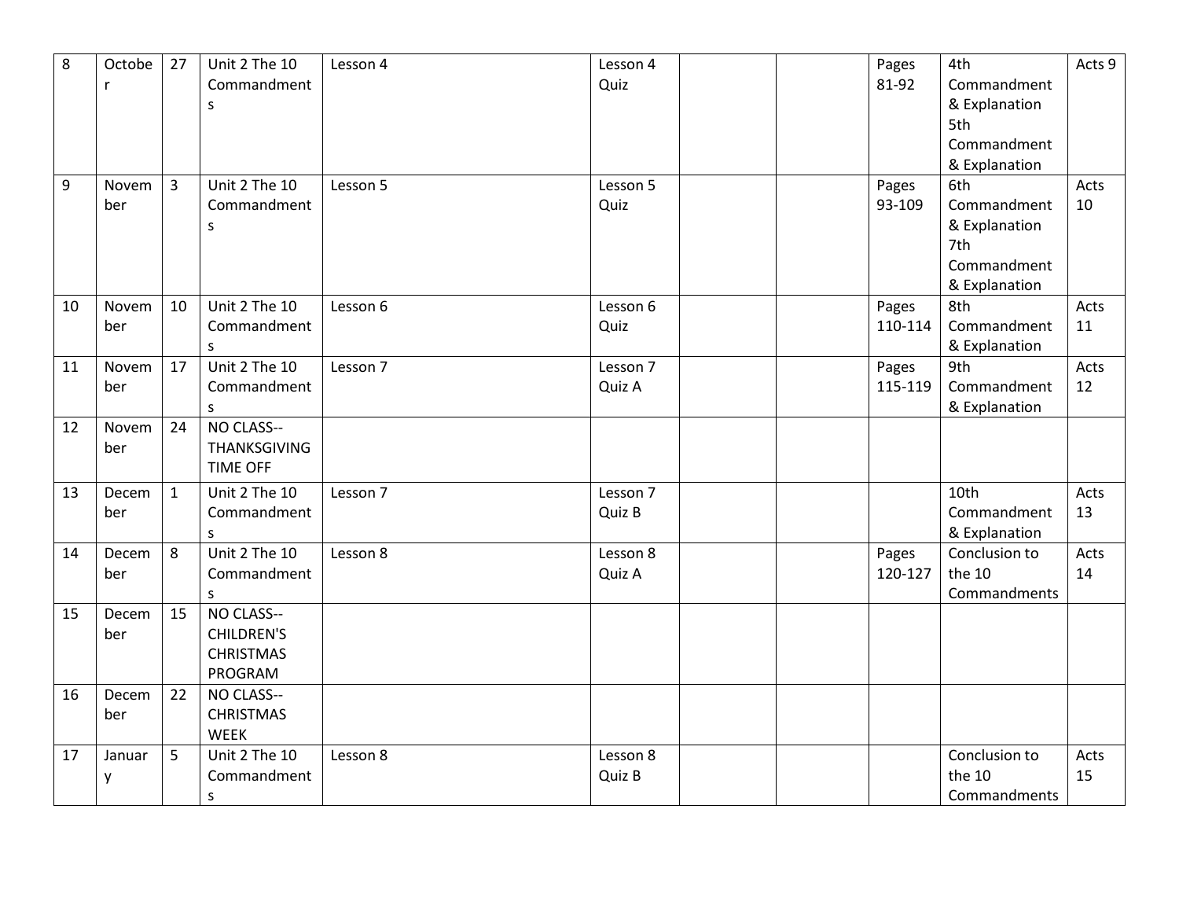| | | | | | | | | | | |
|---|---|---|---|---|---|---|---|---|---|---|
| 8 | October | 27 | Unit 2 The 10 Commandments | Lesson 4 | Lesson 4 Quiz | | | Pages 81-92 | 4th Commandment & Explanation 5th Commandment & Explanation | Acts 9 |
| 9 | November | 3 | Unit 2 The 10 Commandments | Lesson 5 | Lesson 5 Quiz | | | Pages 93-109 | 6th Commandment & Explanation 7th Commandment & Explanation | Acts 10 |
| 10 | November | 10 | Unit 2 The 10 Commandments | Lesson 6 | Lesson 6 Quiz | | | Pages 110-114 | 8th Commandment & Explanation | Acts 11 |
| 11 | November | 17 | Unit 2 The 10 Commandments | Lesson 7 | Lesson 7 Quiz A | | | Pages 115-119 | 9th Commandment & Explanation | Acts 12 |
| 12 | November | 24 | NO CLASS--THANKSGIVING TIME OFF | | | | | | | |
| 13 | December | 1 | Unit 2 The 10 Commandments | Lesson 7 | Lesson 7 Quiz B | | | | 10th Commandment & Explanation | Acts 13 |
| 14 | December | 8 | Unit 2 The 10 Commandments | Lesson 8 | Lesson 8 Quiz A | | | Pages 120-127 | Conclusion to the 10 Commandments | Acts 14 |
| 15 | December | 15 | NO CLASS--CHILDREN'S CHRISTMAS PROGRAM | | | | | | | |
| 16 | December | 22 | NO CLASS--CHRISTMAS WEEK | | | | | | | |
| 17 | January | 5 | Unit 2 The 10 Commandments | Lesson 8 | Lesson 8 Quiz B | | | | Conclusion to the 10 Commandments | Acts 15 |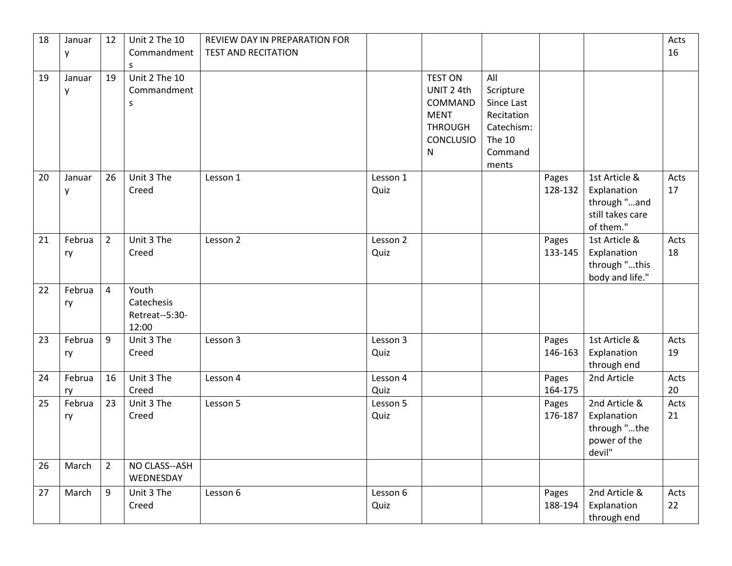| 18 | January | 12 | Unit 2 The 10 Commandments | REVIEW DAY IN PREPARATION FOR TEST AND RECITATION | | | | | | Acts 16 |
|---|---|---|---|---|---|---|---|---|---|---|
| 19 | January | 19 | Unit 2 The 10 Commandments | | | TEST ON UNIT 2 4th COMMANDMENT THROUGH CONCLUSION | All Scripture Since Last Recitation Catechism: The 10 Commandments | | | |
| 20 | January | 26 | Unit 3 The Creed | Lesson 1 | Lesson 1 Quiz | | | Pages 128-132 | 1st Article & Explanation through "…and still takes care of them." | Acts 17 |
| 21 | February | 2 | Unit 3 The Creed | Lesson 2 | Lesson 2 Quiz | | | Pages 133-145 | 1st Article & Explanation through "…this body and life." | Acts 18 |
| 22 | February | 4 | Youth Catechesis Retreat--5:30-12:00 | | | | | | | |
| 23 | February | 9 | Unit 3 The Creed | Lesson 3 | Lesson 3 Quiz | | | Pages 146-163 | 1st Article & Explanation through end | Acts 19 |
| 24 | February | 16 | Unit 3 The Creed | Lesson 4 | Lesson 4 Quiz | | | Pages 164-175 | 2nd Article | Acts 20 |
| 25 | February | 23 | Unit 3 The Creed | Lesson 5 | Lesson 5 Quiz | | | Pages 176-187 | 2nd Article & Explanation through "…the power of the devil" | Acts 21 |
| 26 | March | 2 | NO CLASS--ASH WEDNESDAY | | | | | | | |
| 27 | March | 9 | Unit 3 The Creed | Lesson 6 | Lesson 6 Quiz | | | Pages 188-194 | 2nd Article & Explanation through end | Acts 22 |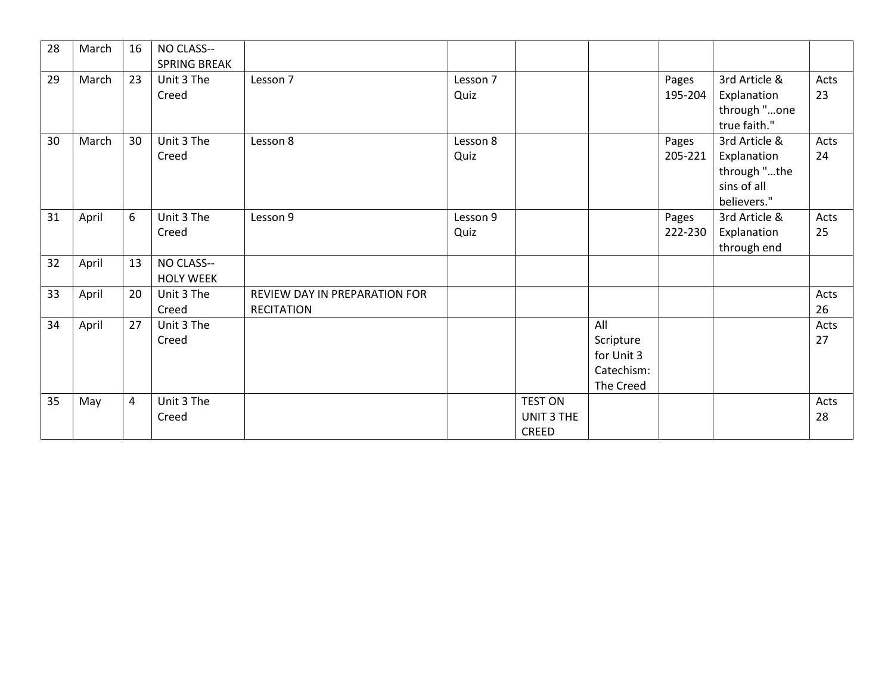| | | | | | | | | | | |
|---|---|---|---|---|---|---|---|---|---|---|
| 28 | March | 16 | NO CLASS--SPRING BREAK | | | | | | | |
| 29 | March | 23 | Unit 3 The Creed | Lesson 7 | Lesson 7 Quiz | | | Pages 195-204 | 3rd Article & Explanation through "…one true faith." | Acts 23 |
| 30 | March | 30 | Unit 3 The Creed | Lesson 8 | Lesson 8 Quiz | | | Pages 205-221 | 3rd Article & Explanation through "…the sins of all believers." | Acts 24 |
| 31 | April | 6 | Unit 3 The Creed | Lesson 9 | Lesson 9 Quiz | | | Pages 222-230 | 3rd Article & Explanation through end | Acts 25 |
| 32 | April | 13 | NO CLASS--HOLY WEEK | | | | | | | |
| 33 | April | 20 | Unit 3 The Creed | REVIEW DAY IN PREPARATION FOR RECITATION | | | | | | Acts 26 |
| 34 | April | 27 | Unit 3 The Creed | | | | All Scripture for Unit 3 Catechism: The Creed | | | Acts 27 |
| 35 | May | 4 | Unit 3 The Creed | | | TEST ON UNIT 3 THE CREED | | | | Acts 28 |